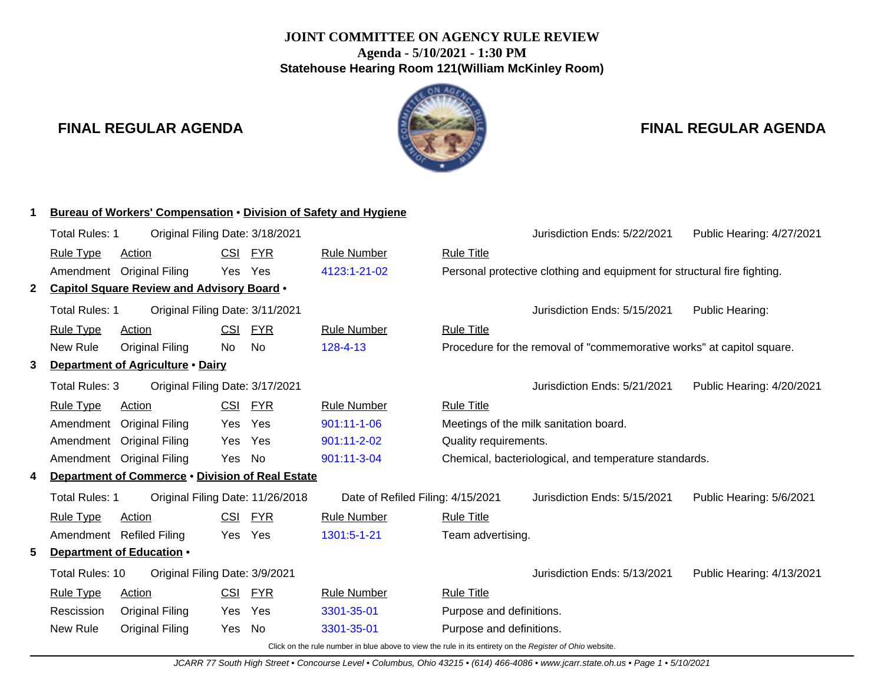# JOINT COMMITTEE ON AGENCY RULE REVIEW

**Agenda - 5/10/2021 - 1:30 PM**

**Statehouse Hearing Room 121(William McKinley Room)**

## FINAL REGULAR AGENDA

### 1 Bureau of Workers' Compensation • Division of Safety and Hygiene

Total Rules: 1 | Original Filing Date: 3/18/2021 | Jurisdiction Ends: 5/22/2021 | Public Hearing: 4/27/2021

| Rule Type | Action | CSI | FYR | Rule Number | Rule Title |
|---|---|---|---|---|---|
| Amendment | Original Filing | Yes | Yes | 4123:1-21-02 | Personal protective clothing and equipment for structural fire fighting. |

### 2 Capitol Square Review and Advisory Board •

Total Rules: 1 | Original Filing Date: 3/11/2021 | Jurisdiction Ends: 5/15/2021 | Public Hearing:

| Rule Type | Action | CSI | FYR | Rule Number | Rule Title |
|---|---|---|---|---|---|
| New Rule | Original Filing | No | No | 128-4-13 | Procedure for the removal of "commemorative works" at capitol square. |

### 3 Department of Agriculture • Dairy

Total Rules: 3 | Original Filing Date: 3/17/2021 | Jurisdiction Ends: 5/21/2021 | Public Hearing: 4/20/2021

| Rule Type | Action | CSI | FYR | Rule Number | Rule Title |
|---|---|---|---|---|---|
| Amendment | Original Filing | Yes | Yes | 901:11-1-06 | Meetings of the milk sanitation board. |
| Amendment | Original Filing | Yes | Yes | 901:11-2-02 | Quality requirements. |
| Amendment | Original Filing | Yes | No | 901:11-3-04 | Chemical, bacteriological, and temperature standards. |

### 4 Department of Commerce • Division of Real Estate

Total Rules: 1 | Original Filing Date: 11/26/2018 | Date of Refiled Filing: 4/15/2021 | Jurisdiction Ends: 5/15/2021 | Public Hearing: 5/6/2021

| Rule Type | Action | CSI | FYR | Rule Number | Rule Title |
|---|---|---|---|---|---|
| Amendment | Refiled Filing | Yes | Yes | 1301:5-1-21 | Team advertising. |

### 5 Department of Education •

Total Rules: 10 | Original Filing Date: 3/9/2021 | Jurisdiction Ends: 5/13/2021 | Public Hearing: 4/13/2021

| Rule Type | Action | CSI | FYR | Rule Number | Rule Title |
|---|---|---|---|---|---|
| Rescission | Original Filing | Yes | Yes | 3301-35-01 | Purpose and definitions. |
| New Rule | Original Filing | Yes | No | 3301-35-01 | Purpose and definitions. |

Click on the rule number in blue above to view the rule in its entirety on the *Register of Ohio* website.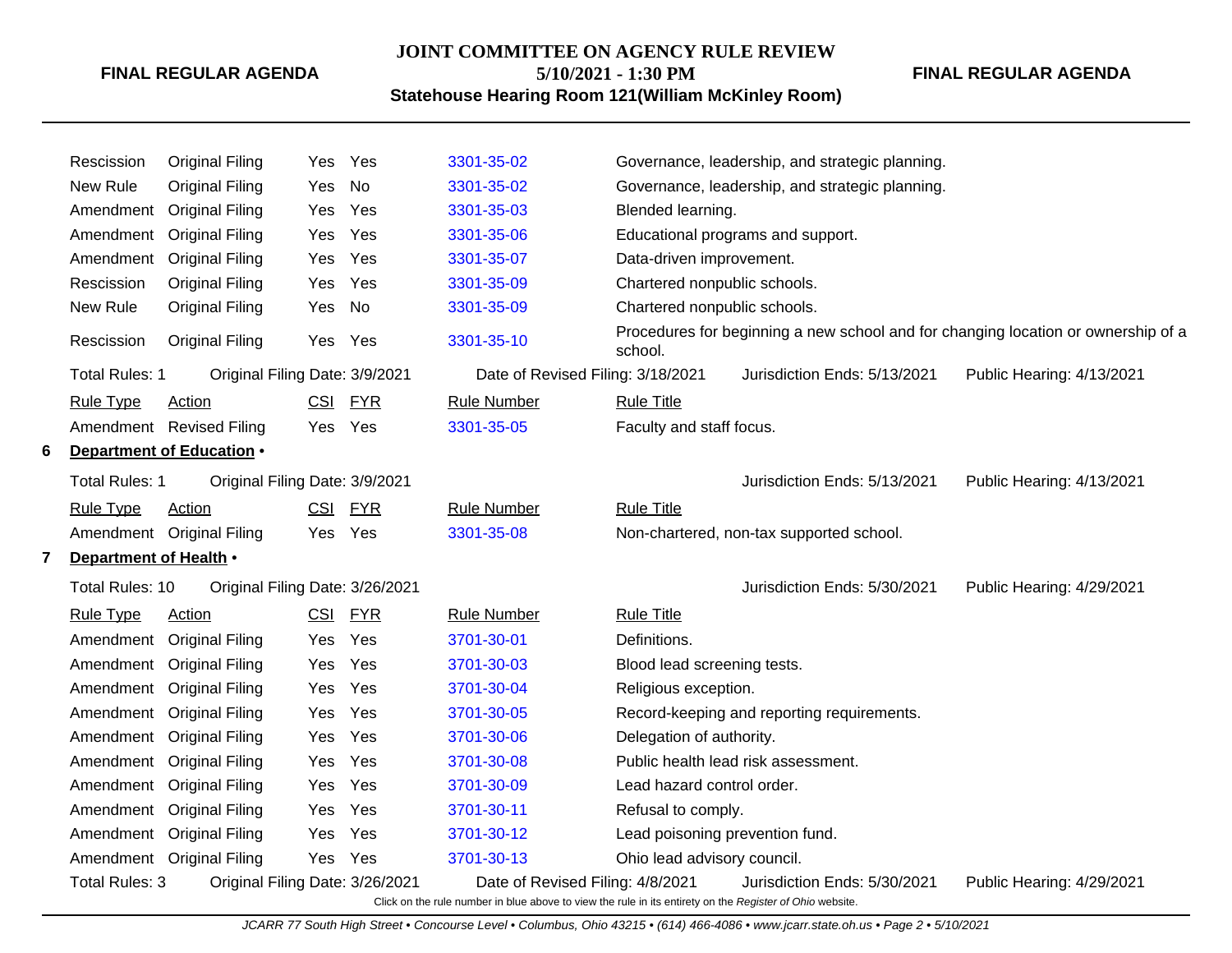| Rule Type | Action | CSI | FYR | Rule Number | Rule Title |
|---|---|---|---|---|---|
| Rescission | Original Filing | Yes | Yes | 3301-35-02 | Governance, leadership, and strategic planning. |
| New Rule | Original Filing | Yes | No | 3301-35-02 | Governance, leadership, and strategic planning. |
| Amendment | Original Filing | Yes | Yes | 3301-35-03 | Blended learning. |
| Amendment | Original Filing | Yes | Yes | 3301-35-06 | Educational programs and support. |
| Amendment | Original Filing | Yes | Yes | 3301-35-07 | Data-driven improvement. |
| Rescission | Original Filing | Yes | Yes | 3301-35-09 | Chartered nonpublic schools. |
| New Rule | Original Filing | Yes | No | 3301-35-09 | Chartered nonpublic schools. |
| Rescission | Original Filing | Yes | Yes | 3301-35-10 | Procedures for beginning a new school and for changing location or ownership of a school. |

Total Rules: 1 Original Filing Date: 3/9/2021 Date of Revised Filing: 3/18/2021 Jurisdiction Ends: 5/13/2021 Public Hearing: 4/13/2021

| Rule Type | Action | CSI | FYR | Rule Number | Rule Title |
|---|---|---|---|---|---|
| Amendment | Revised Filing | Yes | Yes | 3301-35-05 | Faculty and staff focus. |

**6 Department of Education •**

Total Rules: 1 Original Filing Date: 3/9/2021 Jurisdiction Ends: 5/13/2021 Public Hearing: 4/13/2021

| Rule Type | Action | CSI | FYR | Rule Number | Rule Title |
|---|---|---|---|---|---|
| Amendment | Original Filing | Yes | Yes | 3301-35-08 | Non-chartered, non-tax supported school. |

**7 Department of Health •**

Total Rules: 10 Original Filing Date: 3/26/2021 Jurisdiction Ends: 5/30/2021 Public Hearing: 4/29/2021

| Rule Type | Action | CSI | FYR | Rule Number | Rule Title |
|---|---|---|---|---|---|
| Amendment | Original Filing | Yes | Yes | 3701-30-01 | Definitions. |
| Amendment | Original Filing | Yes | Yes | 3701-30-03 | Blood lead screening tests. |
| Amendment | Original Filing | Yes | Yes | 3701-30-04 | Religious exception. |
| Amendment | Original Filing | Yes | Yes | 3701-30-05 | Record-keeping and reporting requirements. |
| Amendment | Original Filing | Yes | Yes | 3701-30-06 | Delegation of authority. |
| Amendment | Original Filing | Yes | Yes | 3701-30-08 | Public health lead risk assessment. |
| Amendment | Original Filing | Yes | Yes | 3701-30-09 | Lead hazard control order. |
| Amendment | Original Filing | Yes | Yes | 3701-30-11 | Refusal to comply. |
| Amendment | Original Filing | Yes | Yes | 3701-30-12 | Lead poisoning prevention fund. |
| Amendment | Original Filing | Yes | Yes | 3701-30-13 | Ohio lead advisory council. |

Total Rules: 3 Original Filing Date: 3/26/2021 Date of Revised Filing: 4/8/2021 Jurisdiction Ends: 5/30/2021 Public Hearing: 4/29/2021

Click on the rule number in blue above to view the rule in its entirety on the *Register of Ohio* website.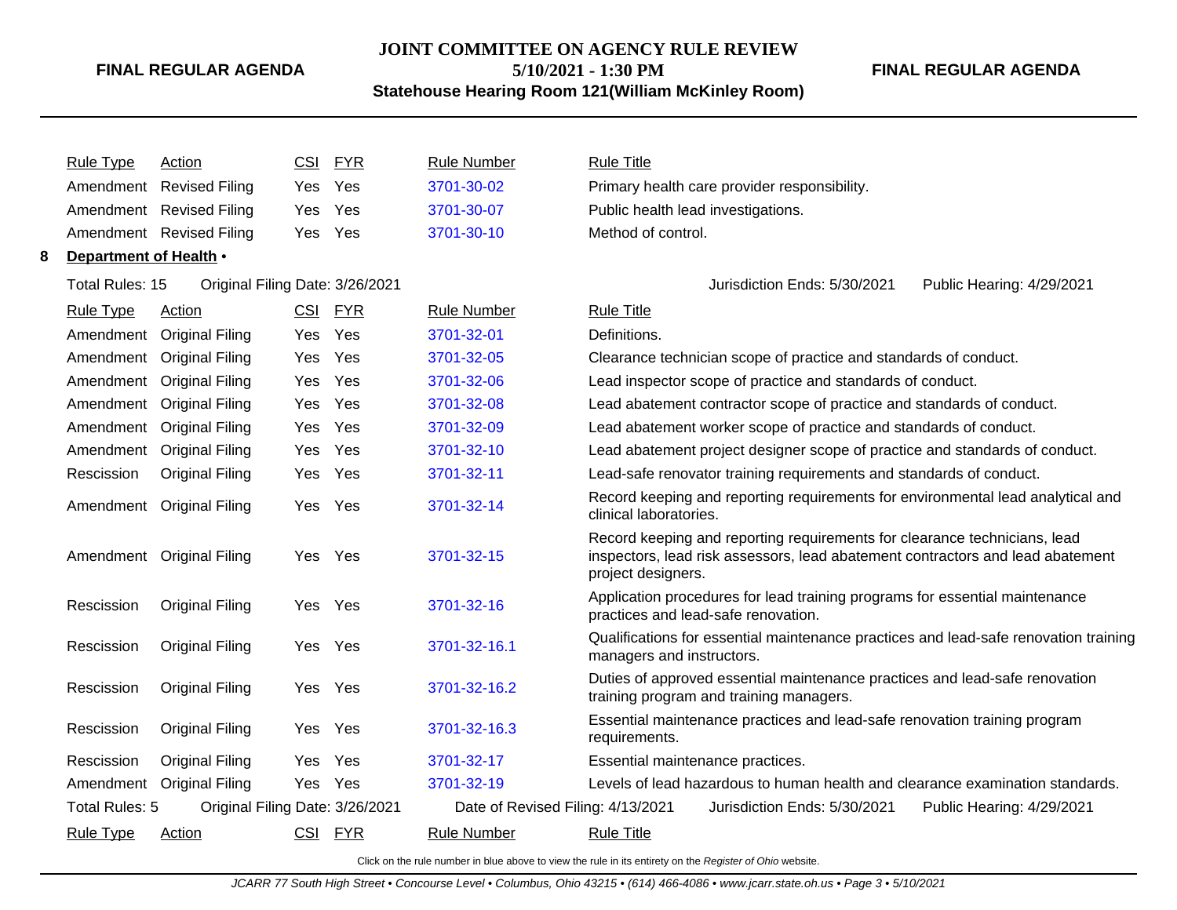| Rule Type | Action | CSI | FYR | Rule Number | Rule Title |
|---|---|---|---|---|---|
| Amendment | Revised Filing | Yes | Yes | 3701-30-02 | Primary health care provider responsibility. |
| Amendment | Revised Filing | Yes | Yes | 3701-30-07 | Public health lead investigations. |
| Amendment | Revised Filing | Yes | Yes | 3701-30-10 | Method of control. |

**8 Department of Health •**

Total Rules: 15 Original Filing Date: 3/26/2021 Jurisdiction Ends: 5/30/2021 Public Hearing: 4/29/2021

| Rule Type | Action | CSI | FYR | Rule Number | Rule Title |
|---|---|---|---|---|---|
| Amendment | Original Filing | Yes | Yes | 3701-32-01 | Definitions. |
| Amendment | Original Filing | Yes | Yes | 3701-32-05 | Clearance technician scope of practice and standards of conduct. |
| Amendment | Original Filing | Yes | Yes | 3701-32-06 | Lead inspector scope of practice and standards of conduct. |
| Amendment | Original Filing | Yes | Yes | 3701-32-08 | Lead abatement contractor scope of practice and standards of conduct. |
| Amendment | Original Filing | Yes | Yes | 3701-32-09 | Lead abatement worker scope of practice and standards of conduct. |
| Amendment | Original Filing | Yes | Yes | 3701-32-10 | Lead abatement project designer scope of practice and standards of conduct. |
| Rescission | Original Filing | Yes | Yes | 3701-32-11 | Lead-safe renovator training requirements and standards of conduct. |
| Amendment | Original Filing | Yes | Yes | 3701-32-14 | Record keeping and reporting requirements for environmental lead analytical and clinical laboratories. |
| Amendment | Original Filing | Yes | Yes | 3701-32-15 | Record keeping and reporting requirements for clearance technicians, lead inspectors, lead risk assessors, lead abatement contractors and lead abatement project designers. |
| Rescission | Original Filing | Yes | Yes | 3701-32-16 | Application procedures for lead training programs for essential maintenance practices and lead-safe renovation. |
| Rescission | Original Filing | Yes | Yes | 3701-32-16.1 | Qualifications for essential maintenance practices and lead-safe renovation training managers and instructors. |
| Rescission | Original Filing | Yes | Yes | 3701-32-16.2 | Duties of approved essential maintenance practices and lead-safe renovation training program and training managers. |
| Rescission | Original Filing | Yes | Yes | 3701-32-16.3 | Essential maintenance practices and lead-safe renovation training program requirements. |
| Rescission | Original Filing | Yes | Yes | 3701-32-17 | Essential maintenance practices. |
| Amendment | Original Filing | Yes | Yes | 3701-32-19 | Levels of lead hazardous to human health and clearance examination standards. |

Total Rules: 5 Original Filing Date: 3/26/2021 Date of Revised Filing: 4/13/2021 Jurisdiction Ends: 5/30/2021 Public Hearing: 4/29/2021

| Rule Type | Action | CSI | FYR | Rule Number | Rule Title |
|---|---|---|---|---|---|

Click on the rule number in blue above to view the rule in its entirety on the *Register of Ohio* website.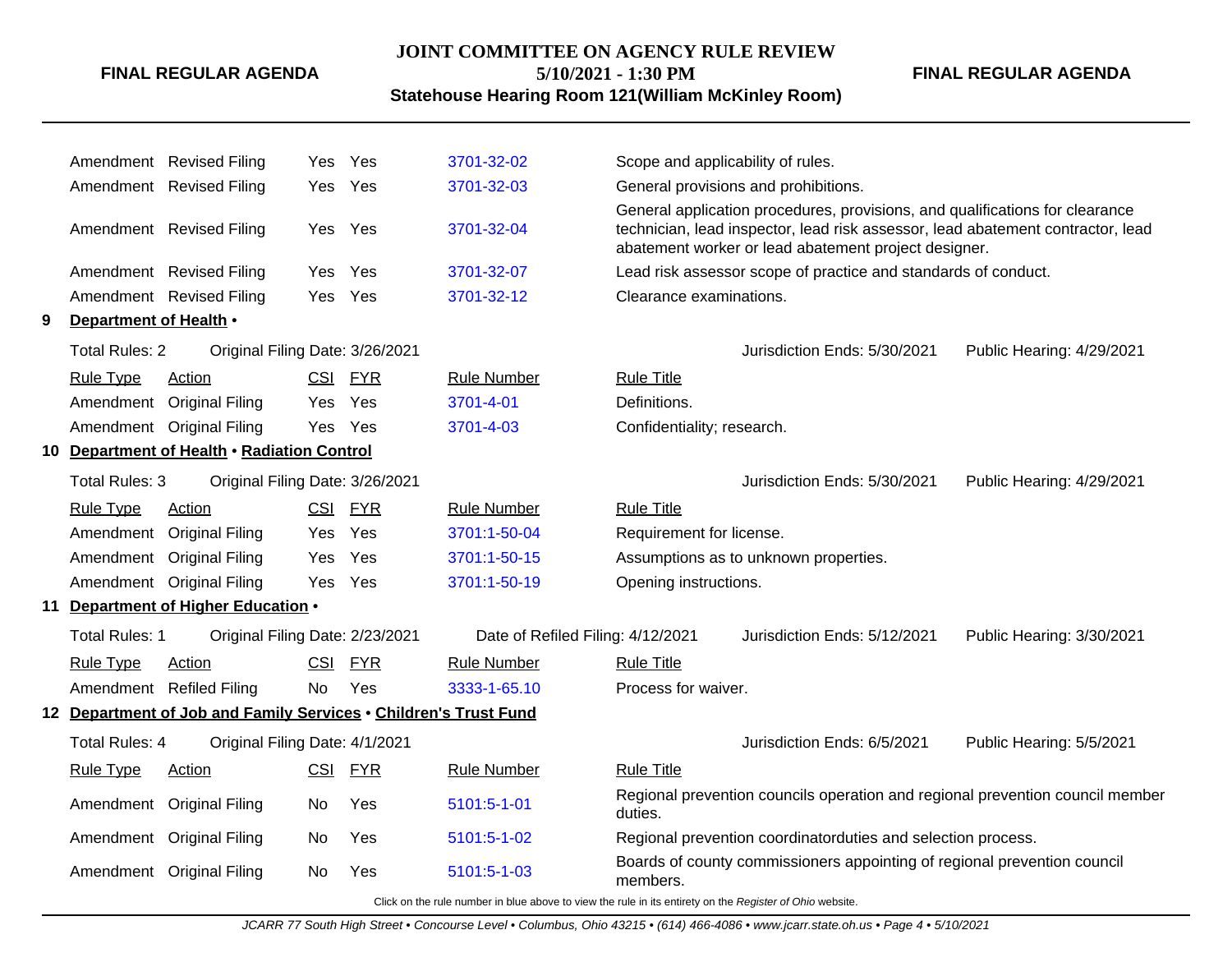| Rule Type | Action | CSI | FYR | Rule Number | Rule Title |
|---|---|---|---|---|---|
| Amendment | Revised Filing | Yes | Yes | 3701-32-02 | Scope and applicability of rules. |
| Amendment | Revised Filing | Yes | Yes | 3701-32-03 | General provisions and prohibitions. |
| Amendment | Revised Filing | Yes | Yes | 3701-32-04 | General application procedures, provisions, and qualifications for clearance technician, lead inspector, lead risk assessor, lead abatement contractor, lead abatement worker or lead abatement project designer. |
| Amendment | Revised Filing | Yes | Yes | 3701-32-07 | Lead risk assessor scope of practice and standards of conduct. |
| Amendment | Revised Filing | Yes | Yes | 3701-32-12 | Clearance examinations. |

**9 Department of Health •**

Total Rules: 2 | Original Filing Date: 3/26/2021 | Jurisdiction Ends: 5/30/2021 | Public Hearing: 4/29/2021

| Rule Type | Action | CSI | FYR | Rule Number | Rule Title |
|---|---|---|---|---|---|
| Amendment | Original Filing | Yes | Yes | 3701-4-01 | Definitions. |
| Amendment | Original Filing | Yes | Yes | 3701-4-03 | Confidentiality; research. |

**10 Department of Health • Radiation Control**

Total Rules: 3 | Original Filing Date: 3/26/2021 | Jurisdiction Ends: 5/30/2021 | Public Hearing: 4/29/2021

| Rule Type | Action | CSI | FYR | Rule Number | Rule Title |
|---|---|---|---|---|---|
| Amendment | Original Filing | Yes | Yes | 3701:1-50-04 | Requirement for license. |
| Amendment | Original Filing | Yes | Yes | 3701:1-50-15 | Assumptions as to unknown properties. |
| Amendment | Original Filing | Yes | Yes | 3701:1-50-19 | Opening instructions. |

**11 Department of Higher Education •**

Total Rules: 1 | Original Filing Date: 2/23/2021 | Date of Refiled Filing: 4/12/2021 | Jurisdiction Ends: 5/12/2021 | Public Hearing: 3/30/2021

| Rule Type | Action | CSI | FYR | Rule Number | Rule Title |
|---|---|---|---|---|---|
| Amendment | Refiled Filing | No | Yes | 3333-1-65.10 | Process for waiver. |

**12 Department of Job and Family Services • Children's Trust Fund**

Total Rules: 4 | Original Filing Date: 4/1/2021 | Jurisdiction Ends: 6/5/2021 | Public Hearing: 5/5/2021

| Rule Type | Action | CSI | FYR | Rule Number | Rule Title |
|---|---|---|---|---|---|
| Amendment | Original Filing | No | Yes | 5101:5-1-01 | Regional prevention councils operation and regional prevention council member duties. |
| Amendment | Original Filing | No | Yes | 5101:5-1-02 | Regional prevention coordinatorduties and selection process. |
| Amendment | Original Filing | No | Yes | 5101:5-1-03 | Boards of county commissioners appointing of regional prevention council members. |

Click on the rule number in blue above to view the rule in its entirety on the *Register of Ohio* website.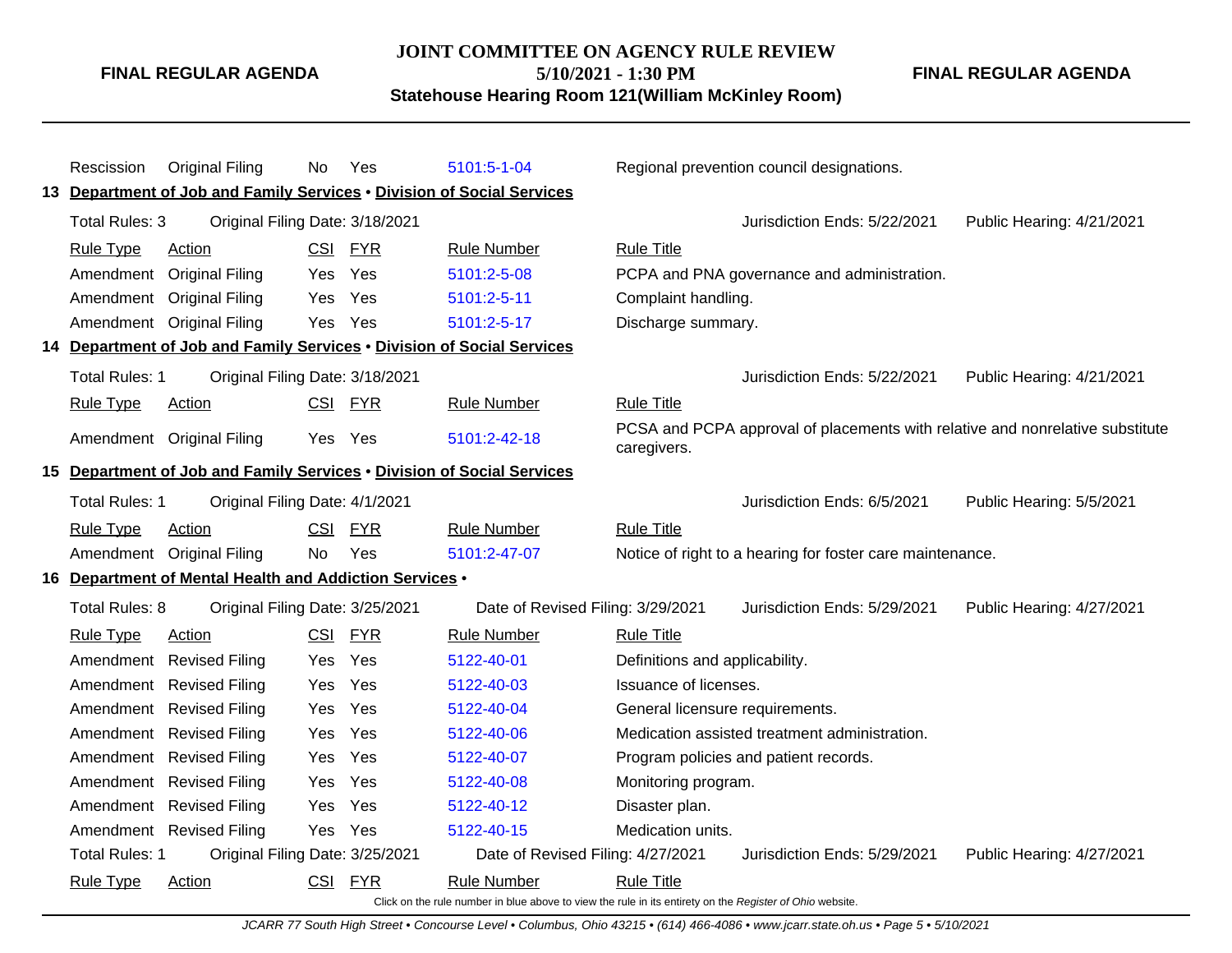| Rule Type | Action | CSI | FYR | Rule Number | Rule Title |
|---|---|---|---|---|---|
| Rescission | Original Filing | No | Yes | 5101:5-1-04 | Regional prevention council designations. |

**13 Department of Job and Family Services • Division of Social Services**

Total Rules: 3 | Original Filing Date: 3/18/2021 | Jurisdiction Ends: 5/22/2021 | Public Hearing: 4/21/2021

| Rule Type | Action | CSI | FYR | Rule Number | Rule Title |
|---|---|---|---|---|---|
| Amendment | Original Filing | Yes | Yes | 5101:2-5-08 | PCPA and PNA governance and administration. |
| Amendment | Original Filing | Yes | Yes | 5101:2-5-11 | Complaint handling. |
| Amendment | Original Filing | Yes | Yes | 5101:2-5-17 | Discharge summary. |

**14 Department of Job and Family Services • Division of Social Services**

Total Rules: 1 | Original Filing Date: 3/18/2021 | Jurisdiction Ends: 5/22/2021 | Public Hearing: 4/21/2021

| Rule Type | Action | CSI | FYR | Rule Number | Rule Title |
|---|---|---|---|---|---|
| Amendment | Original Filing | Yes | Yes | 5101:2-42-18 | PCSA and PCPA approval of placements with relative and nonrelative substitute caregivers. |

**15 Department of Job and Family Services • Division of Social Services**

Total Rules: 1 | Original Filing Date: 4/1/2021 | Jurisdiction Ends: 6/5/2021 | Public Hearing: 5/5/2021

| Rule Type | Action | CSI | FYR | Rule Number | Rule Title |
|---|---|---|---|---|---|
| Amendment | Original Filing | No | Yes | 5101:2-47-07 | Notice of right to a hearing for foster care maintenance. |

**16 Department of Mental Health and Addiction Services •**

Total Rules: 8 | Original Filing Date: 3/25/2021 | Date of Revised Filing: 3/29/2021 | Jurisdiction Ends: 5/29/2021 | Public Hearing: 4/27/2021

| Rule Type | Action | CSI | FYR | Rule Number | Rule Title |
|---|---|---|---|---|---|
| Amendment | Revised Filing | Yes | Yes | 5122-40-01 | Definitions and applicability. |
| Amendment | Revised Filing | Yes | Yes | 5122-40-03 | Issuance of licenses. |
| Amendment | Revised Filing | Yes | Yes | 5122-40-04 | General licensure requirements. |
| Amendment | Revised Filing | Yes | Yes | 5122-40-06 | Medication assisted treatment administration. |
| Amendment | Revised Filing | Yes | Yes | 5122-40-07 | Program policies and patient records. |
| Amendment | Revised Filing | Yes | Yes | 5122-40-08 | Monitoring program. |
| Amendment | Revised Filing | Yes | Yes | 5122-40-12 | Disaster plan. |
| Amendment | Revised Filing | Yes | Yes | 5122-40-15 | Medication units. |

Total Rules: 1 | Original Filing Date: 3/25/2021 | Date of Revised Filing: 4/27/2021 | Jurisdiction Ends: 5/29/2021 | Public Hearing: 4/27/2021

| Rule Type | Action | CSI | FYR | Rule Number | Rule Title |
|---|---|---|---|---|---|

Click on the rule number in blue above to view the rule in its entirety on the *Register of Ohio* website.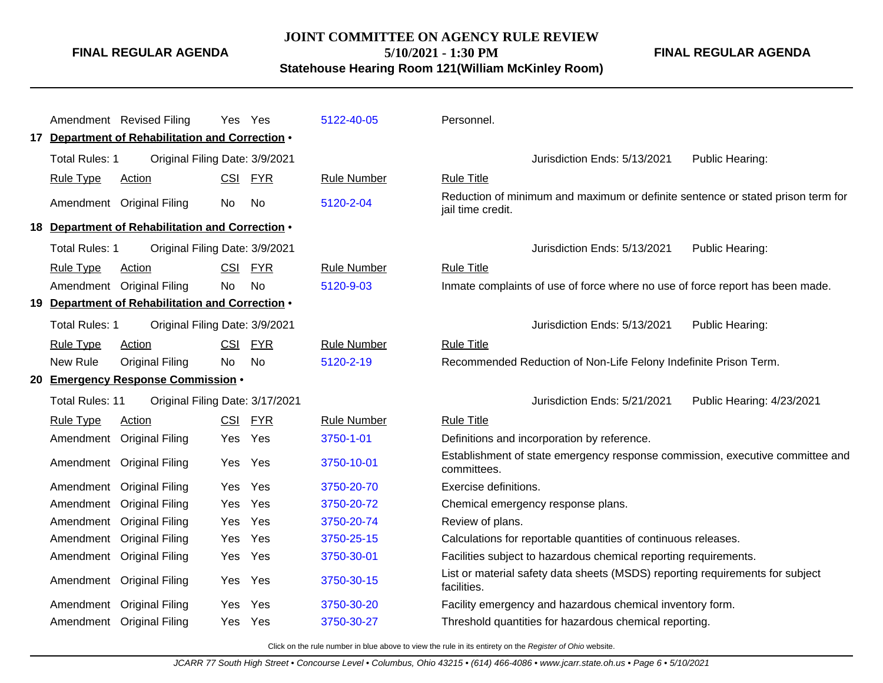| Rule Type | Action | CSI | FYR | Rule Number | Rule Title |
|---|---|---|---|---|---|
| Amendment | Revised Filing | Yes | Yes | 5122-40-05 | Personnel. |

**17 Department of Rehabilitation and Correction •**

Total Rules: 1 Original Filing Date: 3/9/2021 Jurisdiction Ends: 5/13/2021 Public Hearing:

| Rule Type | Action | CSI | FYR | Rule Number | Rule Title |
|---|---|---|---|---|---|
| Amendment | Original Filing | No | No | 5120-2-04 | Reduction of minimum and maximum or definite sentence or stated prison term for jail time credit. |

**18 Department of Rehabilitation and Correction •**

Total Rules: 1 Original Filing Date: 3/9/2021 Jurisdiction Ends: 5/13/2021 Public Hearing:

| Rule Type | Action | CSI | FYR | Rule Number | Rule Title |
|---|---|---|---|---|---|
| Amendment | Original Filing | No | No | 5120-9-03 | Inmate complaints of use of force where no use of force report has been made. |

**19 Department of Rehabilitation and Correction •**

Total Rules: 1 Original Filing Date: 3/9/2021 Jurisdiction Ends: 5/13/2021 Public Hearing:

| Rule Type | Action | CSI | FYR | Rule Number | Rule Title |
|---|---|---|---|---|---|
| New Rule | Original Filing | No | No | 5120-2-19 | Recommended Reduction of Non-Life Felony Indefinite Prison Term. |

**20 Emergency Response Commission •**

Total Rules: 11 Original Filing Date: 3/17/2021 Jurisdiction Ends: 5/21/2021 Public Hearing: 4/23/2021

| Rule Type | Action | CSI | FYR | Rule Number | Rule Title |
|---|---|---|---|---|---|
| Amendment | Original Filing | Yes | Yes | 3750-1-01 | Definitions and incorporation by reference. |
| Amendment | Original Filing | Yes | Yes | 3750-10-01 | Establishment of state emergency response commission, executive committee and committees. |
| Amendment | Original Filing | Yes | Yes | 3750-20-70 | Exercise definitions. |
| Amendment | Original Filing | Yes | Yes | 3750-20-72 | Chemical emergency response plans. |
| Amendment | Original Filing | Yes | Yes | 3750-20-74 | Review of plans. |
| Amendment | Original Filing | Yes | Yes | 3750-25-15 | Calculations for reportable quantities of continuous releases. |
| Amendment | Original Filing | Yes | Yes | 3750-30-01 | Facilities subject to hazardous chemical reporting requirements. |
| Amendment | Original Filing | Yes | Yes | 3750-30-15 | List or material safety data sheets (MSDS) reporting requirements for subject facilities. |
| Amendment | Original Filing | Yes | Yes | 3750-30-20 | Facility emergency and hazardous chemical inventory form. |
| Amendment | Original Filing | Yes | Yes | 3750-30-27 | Threshold quantities for hazardous chemical reporting. |

Click on the rule number in blue above to view the rule in its entirety on the *Register of Ohio* website.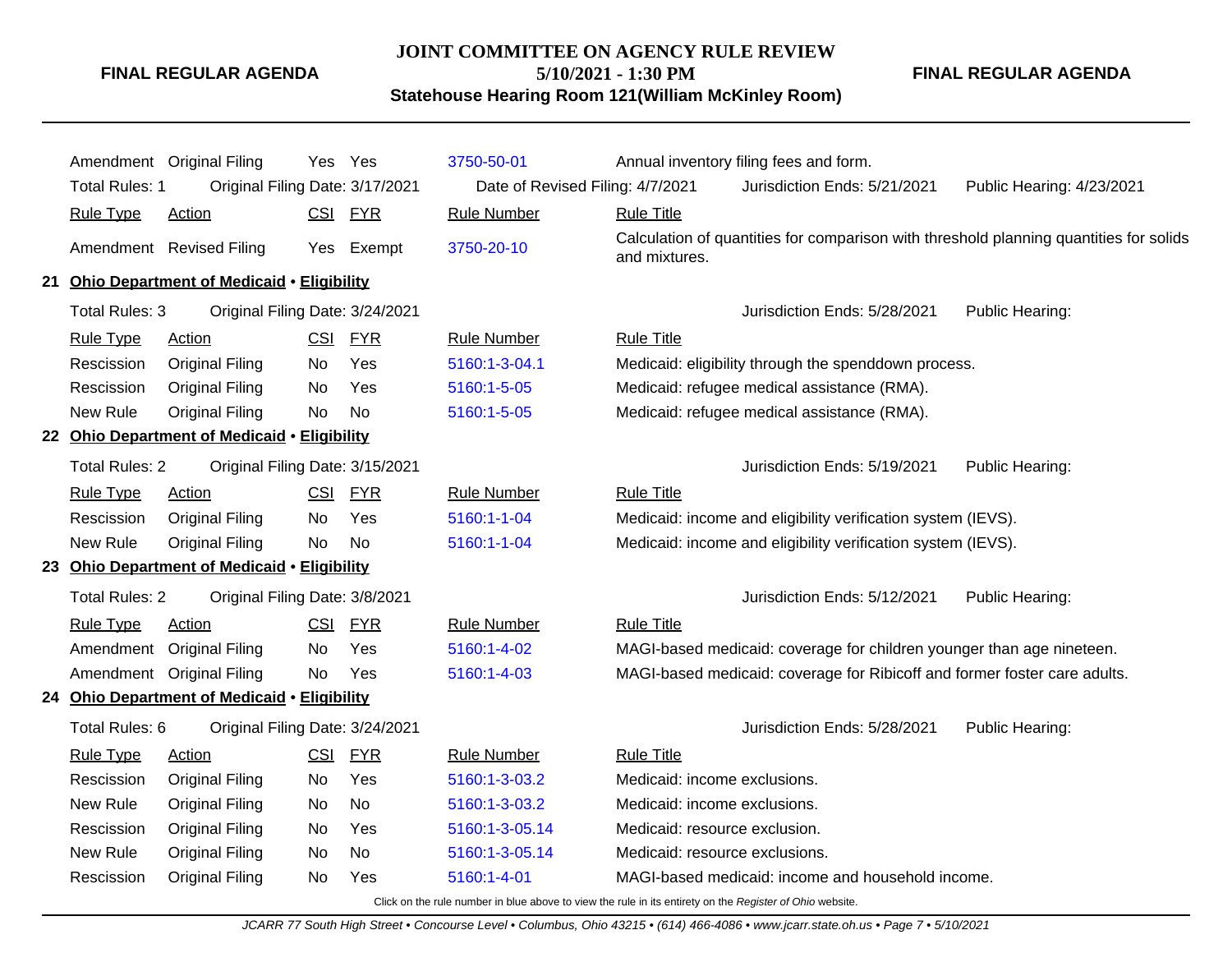| Rule Type | Action | CSI | FYR | Rule Number | Rule Title |
|---|---|---|---|---|---|
| Amendment | Original Filing | Yes | Yes | 3750-50-01 | Annual inventory filing fees and form. |

Total Rules: 1 Original Filing Date: 3/17/2021 Date of Revised Filing: 4/7/2021 Jurisdiction Ends: 5/21/2021 Public Hearing: 4/23/2021

| Rule Type | Action | CSI | FYR | Rule Number | Rule Title |
|---|---|---|---|---|---|
| Amendment | Revised Filing | Yes | Exempt | 3750-20-10 | Calculation of quantities for comparison with threshold planning quantities for solids and mixtures. |

## 21 Ohio Department of Medicaid • Eligibility

Total Rules: 3 Original Filing Date: 3/24/2021 Jurisdiction Ends: 5/28/2021 Public Hearing:

| Rule Type | Action | CSI | FYR | Rule Number | Rule Title |
|---|---|---|---|---|---|
| Rescission | Original Filing | No | Yes | 5160:1-3-04.1 | Medicaid: eligibility through the spenddown process. |
| Rescission | Original Filing | No | Yes | 5160:1-5-05 | Medicaid: refugee medical assistance (RMA). |
| New Rule | Original Filing | No | No | 5160:1-5-05 | Medicaid: refugee medical assistance (RMA). |

## 22 Ohio Department of Medicaid • Eligibility

Total Rules: 2 Original Filing Date: 3/15/2021 Jurisdiction Ends: 5/19/2021 Public Hearing:

| Rule Type | Action | CSI | FYR | Rule Number | Rule Title |
|---|---|---|---|---|---|
| Rescission | Original Filing | No | Yes | 5160:1-1-04 | Medicaid: income and eligibility verification system (IEVS). |
| New Rule | Original Filing | No | No | 5160:1-1-04 | Medicaid: income and eligibility verification system (IEVS). |

## 23 Ohio Department of Medicaid • Eligibility

Total Rules: 2 Original Filing Date: 3/8/2021 Jurisdiction Ends: 5/12/2021 Public Hearing:

| Rule Type | Action | CSI | FYR | Rule Number | Rule Title |
|---|---|---|---|---|---|
| Amendment | Original Filing | No | Yes | 5160:1-4-02 | MAGI-based medicaid: coverage for children younger than age nineteen. |
| Amendment | Original Filing | No | Yes | 5160:1-4-03 | MAGI-based medicaid: coverage for Ribicoff and former foster care adults. |

## 24 Ohio Department of Medicaid • Eligibility

Total Rules: 6 Original Filing Date: 3/24/2021 Jurisdiction Ends: 5/28/2021 Public Hearing:

| Rule Type | Action | CSI | FYR | Rule Number | Rule Title |
|---|---|---|---|---|---|
| Rescission | Original Filing | No | Yes | 5160:1-3-03.2 | Medicaid: income exclusions. |
| New Rule | Original Filing | No | No | 5160:1-3-03.2 | Medicaid: income exclusions. |
| Rescission | Original Filing | No | Yes | 5160:1-3-05.14 | Medicaid: resource exclusion. |
| New Rule | Original Filing | No | No | 5160:1-3-05.14 | Medicaid: resource exclusions. |
| Rescission | Original Filing | No | Yes | 5160:1-4-01 | MAGI-based medicaid: income and household income. |

Click on the rule number in blue above to view the rule in its entirety on the *Register of Ohio* website.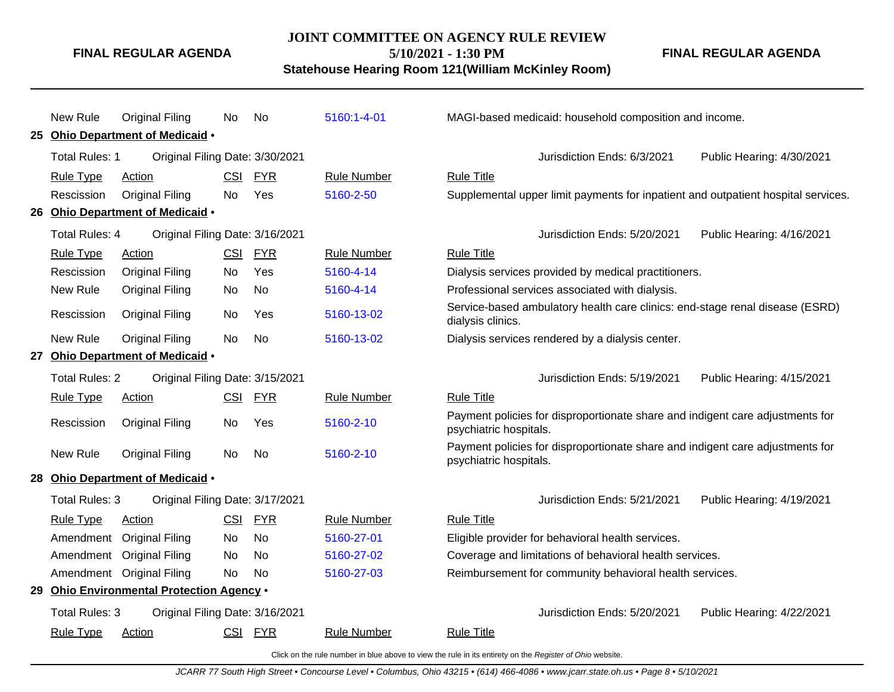| Rule Type | Action | CSI | FYR | Rule Number | Rule Title |
|---|---|---|---|---|---|
| New Rule | Original Filing | No | No | 5160:1-4-01 | MAGI-based medicaid: household composition and income. |

**25 Ohio Department of Medicaid •**

Total Rules: 1 — Original Filing Date: 3/30/2021 — Jurisdiction Ends: 6/3/2021 — Public Hearing: 4/30/2021

| Rule Type | Action | CSI | FYR | Rule Number | Rule Title |
|---|---|---|---|---|---|
| Rescission | Original Filing | No | Yes | 5160-2-50 | Supplemental upper limit payments for inpatient and outpatient hospital services. |

**26 Ohio Department of Medicaid •**

Total Rules: 4 — Original Filing Date: 3/16/2021 — Jurisdiction Ends: 5/20/2021 — Public Hearing: 4/16/2021

| Rule Type | Action | CSI | FYR | Rule Number | Rule Title |
|---|---|---|---|---|---|
| Rescission | Original Filing | No | Yes | 5160-4-14 | Dialysis services provided by medical practitioners. |
| New Rule | Original Filing | No | No | 5160-4-14 | Professional services associated with dialysis. |
| Rescission | Original Filing | No | Yes | 5160-13-02 | Service-based ambulatory health care clinics: end-stage renal disease (ESRD) dialysis clinics. |
| New Rule | Original Filing | No | No | 5160-13-02 | Dialysis services rendered by a dialysis center. |

**27 Ohio Department of Medicaid •**

Total Rules: 2 — Original Filing Date: 3/15/2021 — Jurisdiction Ends: 5/19/2021 — Public Hearing: 4/15/2021

| Rule Type | Action | CSI | FYR | Rule Number | Rule Title |
|---|---|---|---|---|---|
| Rescission | Original Filing | No | Yes | 5160-2-10 | Payment policies for disproportionate share and indigent care adjustments for psychiatric hospitals. |
| New Rule | Original Filing | No | No | 5160-2-10 | Payment policies for disproportionate share and indigent care adjustments for psychiatric hospitals. |

**28 Ohio Department of Medicaid •**

Total Rules: 3 — Original Filing Date: 3/17/2021 — Jurisdiction Ends: 5/21/2021 — Public Hearing: 4/19/2021

| Rule Type | Action | CSI | FYR | Rule Number | Rule Title |
|---|---|---|---|---|---|
| Amendment | Original Filing | No | No | 5160-27-01 | Eligible provider for behavioral health services. |
| Amendment | Original Filing | No | No | 5160-27-02 | Coverage and limitations of behavioral health services. |
| Amendment | Original Filing | No | No | 5160-27-03 | Reimbursement for community behavioral health services. |

**29 Ohio Environmental Protection Agency •**

Total Rules: 3 — Original Filing Date: 3/16/2021 — Jurisdiction Ends: 5/20/2021 — Public Hearing: 4/22/2021

| Rule Type | Action | CSI | FYR | Rule Number | Rule Title |
|---|---|---|---|---|---|

Click on the rule number in blue above to view the rule in its entirety on the *Register of Ohio* website.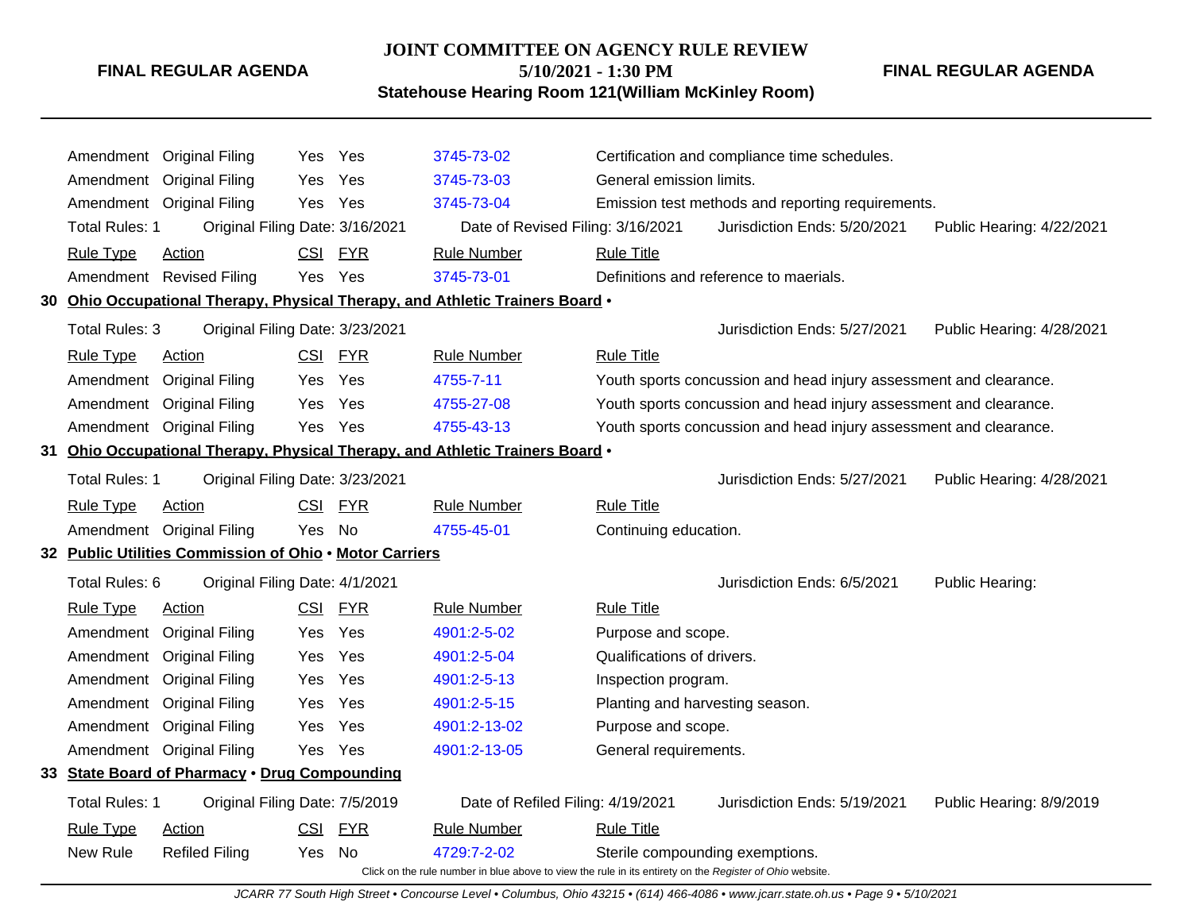| Rule Type | Action | CSI | FYR | Rule Number | Rule Title |
|---|---|---|---|---|---|
| Amendment | Original Filing | Yes | Yes | 3745-73-02 | Certification and compliance time schedules. |
| Amendment | Original Filing | Yes | Yes | 3745-73-03 | General emission limits. |
| Amendment | Original Filing | Yes | Yes | 3745-73-04 | Emission test methods and reporting requirements. |

Total Rules: 1 Original Filing Date: 3/16/2021 Date of Revised Filing: 3/16/2021 Jurisdiction Ends: 5/20/2021 Public Hearing: 4/22/2021

| Rule Type | Action | CSI | FYR | Rule Number | Rule Title |
|---|---|---|---|---|---|
| Amendment | Revised Filing | Yes | Yes | 3745-73-01 | Definitions and reference to maerials. |

## 30 Ohio Occupational Therapy, Physical Therapy, and Athletic Trainers Board •

Total Rules: 3 Original Filing Date: 3/23/2021 Jurisdiction Ends: 5/27/2021 Public Hearing: 4/28/2021

| Rule Type | Action | CSI | FYR | Rule Number | Rule Title |
|---|---|---|---|---|---|
| Amendment | Original Filing | Yes | Yes | 4755-7-11 | Youth sports concussion and head injury assessment and clearance. |
| Amendment | Original Filing | Yes | Yes | 4755-27-08 | Youth sports concussion and head injury assessment and clearance. |
| Amendment | Original Filing | Yes | Yes | 4755-43-13 | Youth sports concussion and head injury assessment and clearance. |

## 31 Ohio Occupational Therapy, Physical Therapy, and Athletic Trainers Board •

Total Rules: 1 Original Filing Date: 3/23/2021 Jurisdiction Ends: 5/27/2021 Public Hearing: 4/28/2021

| Rule Type | Action | CSI | FYR | Rule Number | Rule Title |
|---|---|---|---|---|---|
| Amendment | Original Filing | Yes | No | 4755-45-01 | Continuing education. |

## 32 Public Utilities Commission of Ohio • Motor Carriers

Total Rules: 6 Original Filing Date: 4/1/2021 Jurisdiction Ends: 6/5/2021 Public Hearing:

| Rule Type | Action | CSI | FYR | Rule Number | Rule Title |
|---|---|---|---|---|---|
| Amendment | Original Filing | Yes | Yes | 4901:2-5-02 | Purpose and scope. |
| Amendment | Original Filing | Yes | Yes | 4901:2-5-04 | Qualifications of drivers. |
| Amendment | Original Filing | Yes | Yes | 4901:2-5-13 | Inspection program. |
| Amendment | Original Filing | Yes | Yes | 4901:2-5-15 | Planting and harvesting season. |
| Amendment | Original Filing | Yes | Yes | 4901:2-13-02 | Purpose and scope. |
| Amendment | Original Filing | Yes | Yes | 4901:2-13-05 | General requirements. |

## 33 State Board of Pharmacy • Drug Compounding

Total Rules: 1 Original Filing Date: 7/5/2019 Date of Refiled Filing: 4/19/2021 Jurisdiction Ends: 5/19/2021 Public Hearing: 8/9/2019

| Rule Type | Action | CSI | FYR | Rule Number | Rule Title |
|---|---|---|---|---|---|
| New Rule | Refiled Filing | Yes | No | 4729:7-2-02 | Sterile compounding exemptions. |

Click on the rule number in blue above to view the rule in its entirety on the *Register of Ohio* website.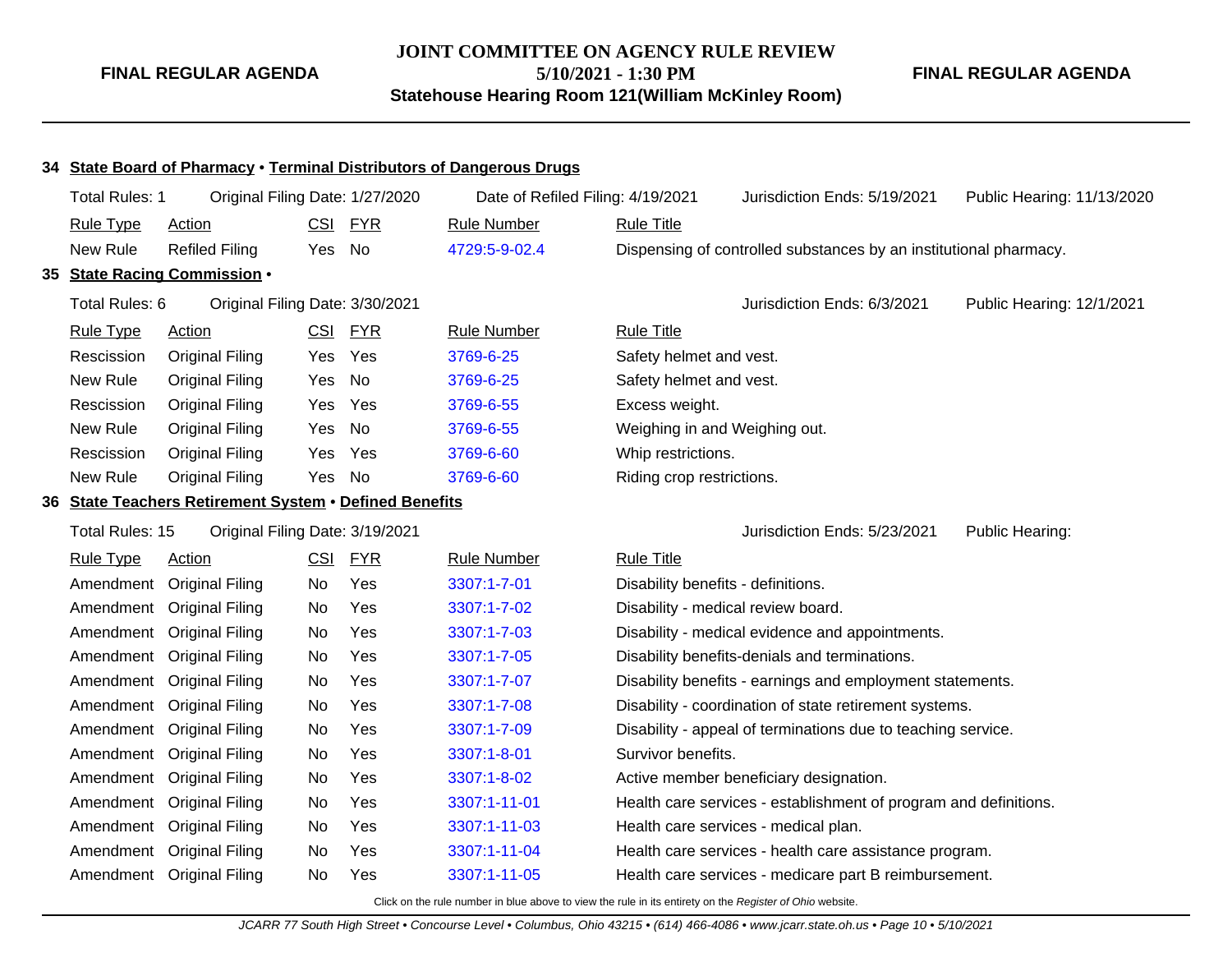**34 State Board of Pharmacy • Terminal Distributors of Dangerous Drugs**

Total Rules: 1 | Original Filing Date: 1/27/2020 | Date of Refiled Filing: 4/19/2021 | Jurisdiction Ends: 5/19/2021 | Public Hearing: 11/13/2020

| Rule Type | Action | CSI | FYR | Rule Number | Rule Title |
|---|---|---|---|---|---|
| New Rule | Refiled Filing | Yes | No | 4729:5-9-02.4 | Dispensing of controlled substances by an institutional pharmacy. |

**35 State Racing Commission •**

Total Rules: 6 | Original Filing Date: 3/30/2021 | Jurisdiction Ends: 6/3/2021 | Public Hearing: 12/1/2021

| Rule Type | Action | CSI | FYR | Rule Number | Rule Title |
|---|---|---|---|---|---|
| Rescission | Original Filing | Yes | Yes | 3769-6-25 | Safety helmet and vest. |
| New Rule | Original Filing | Yes | No | 3769-6-25 | Safety helmet and vest. |
| Rescission | Original Filing | Yes | Yes | 3769-6-55 | Excess weight. |
| New Rule | Original Filing | Yes | No | 3769-6-55 | Weighing in and Weighing out. |
| Rescission | Original Filing | Yes | Yes | 3769-6-60 | Whip restrictions. |
| New Rule | Original Filing | Yes | No | 3769-6-60 | Riding crop restrictions. |

**36 State Teachers Retirement System • Defined Benefits**

Total Rules: 15 | Original Filing Date: 3/19/2021 | Jurisdiction Ends: 5/23/2021 | Public Hearing:

| Rule Type | Action | CSI | FYR | Rule Number | Rule Title |
|---|---|---|---|---|---|
| Amendment | Original Filing | No | Yes | 3307:1-7-01 | Disability benefits - definitions. |
| Amendment | Original Filing | No | Yes | 3307:1-7-02 | Disability - medical review board. |
| Amendment | Original Filing | No | Yes | 3307:1-7-03 | Disability - medical evidence and appointments. |
| Amendment | Original Filing | No | Yes | 3307:1-7-05 | Disability benefits-denials and terminations. |
| Amendment | Original Filing | No | Yes | 3307:1-7-07 | Disability benefits - earnings and employment statements. |
| Amendment | Original Filing | No | Yes | 3307:1-7-08 | Disability - coordination of state retirement systems. |
| Amendment | Original Filing | No | Yes | 3307:1-7-09 | Disability - appeal of terminations due to teaching service. |
| Amendment | Original Filing | No | Yes | 3307:1-8-01 | Survivor benefits. |
| Amendment | Original Filing | No | Yes | 3307:1-8-02 | Active member beneficiary designation. |
| Amendment | Original Filing | No | Yes | 3307:1-11-01 | Health care services - establishment of program and definitions. |
| Amendment | Original Filing | No | Yes | 3307:1-11-03 | Health care services - medical plan. |
| Amendment | Original Filing | No | Yes | 3307:1-11-04 | Health care services - health care assistance program. |
| Amendment | Original Filing | No | Yes | 3307:1-11-05 | Health care services - medicare part B reimbursement. |

Click on the rule number in blue above to view the rule in its entirety on the *Register of Ohio* website.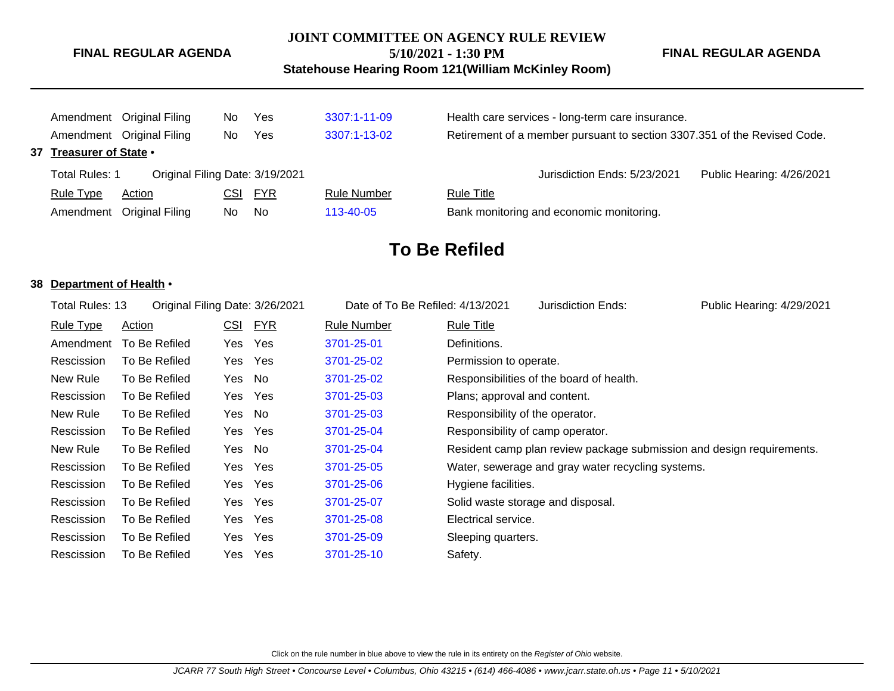| Rule Type | Action | CSI | FYR | Rule Number | Rule Title |
|---|---|---|---|---|---|
| Amendment | Original Filing | No | Yes | 3307:1-11-09 | Health care services - long-term care insurance. |
| Amendment | Original Filing | No | Yes | 3307:1-13-02 | Retirement of a member pursuant to section 3307.351 of the Revised Code. |

**37 Treasurer of State •**

Total Rules: 1 — Original Filing Date: 3/19/2021 — Jurisdiction Ends: 5/23/2021 — Public Hearing: 4/26/2021

| Rule Type | Action | CSI | FYR | Rule Number | Rule Title |
|---|---|---|---|---|---|
| Amendment | Original Filing | No | No | 113-40-05 | Bank monitoring and economic monitoring. |

## To Be Refiled

**38 Department of Health •**

Total Rules: 13 — Original Filing Date: 3/26/2021 — Date of To Be Refiled: 4/13/2021 — Jurisdiction Ends: — Public Hearing: 4/29/2021

| Rule Type | Action | CSI | FYR | Rule Number | Rule Title |
|---|---|---|---|---|---|
| Amendment | To Be Refiled | Yes | Yes | 3701-25-01 | Definitions. |
| Rescission | To Be Refiled | Yes | Yes | 3701-25-02 | Permission to operate. |
| New Rule | To Be Refiled | Yes | No | 3701-25-02 | Responsibilities of the board of health. |
| Rescission | To Be Refiled | Yes | Yes | 3701-25-03 | Plans; approval and content. |
| New Rule | To Be Refiled | Yes | No | 3701-25-03 | Responsibility of the operator. |
| Rescission | To Be Refiled | Yes | Yes | 3701-25-04 | Responsibility of camp operator. |
| New Rule | To Be Refiled | Yes | No | 3701-25-04 | Resident camp plan review package submission and design requirements. |
| Rescission | To Be Refiled | Yes | Yes | 3701-25-05 | Water, sewerage and gray water recycling systems. |
| Rescission | To Be Refiled | Yes | Yes | 3701-25-06 | Hygiene facilities. |
| Rescission | To Be Refiled | Yes | Yes | 3701-25-07 | Solid waste storage and disposal. |
| Rescission | To Be Refiled | Yes | Yes | 3701-25-08 | Electrical service. |
| Rescission | To Be Refiled | Yes | Yes | 3701-25-09 | Sleeping quarters. |
| Rescission | To Be Refiled | Yes | Yes | 3701-25-10 | Safety. |

Click on the rule number in blue above to view the rule in its entirety on the *Register of Ohio* website.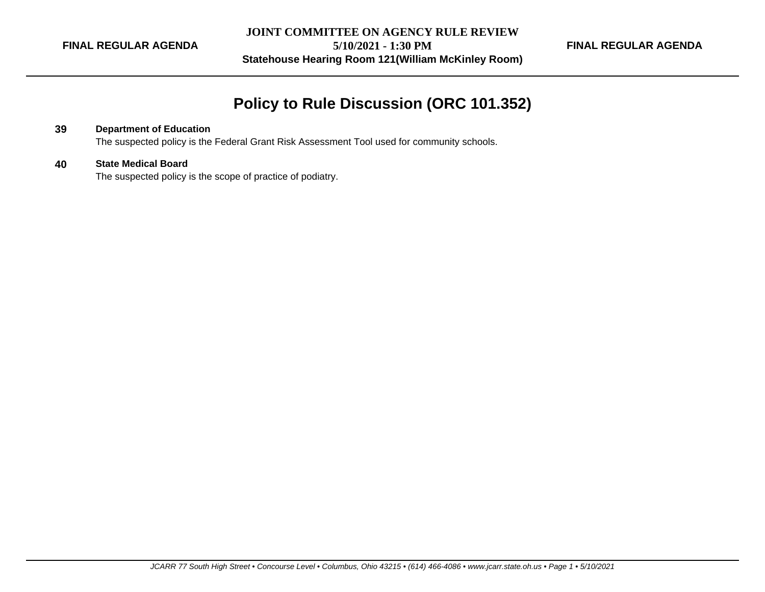## Policy to Rule Discussion (ORC 101.352)

**39** **Department of Education**

The suspected policy is the Federal Grant Risk Assessment Tool used for community schools.

**40** **State Medical Board**

The suspected policy is the scope of practice of podiatry.